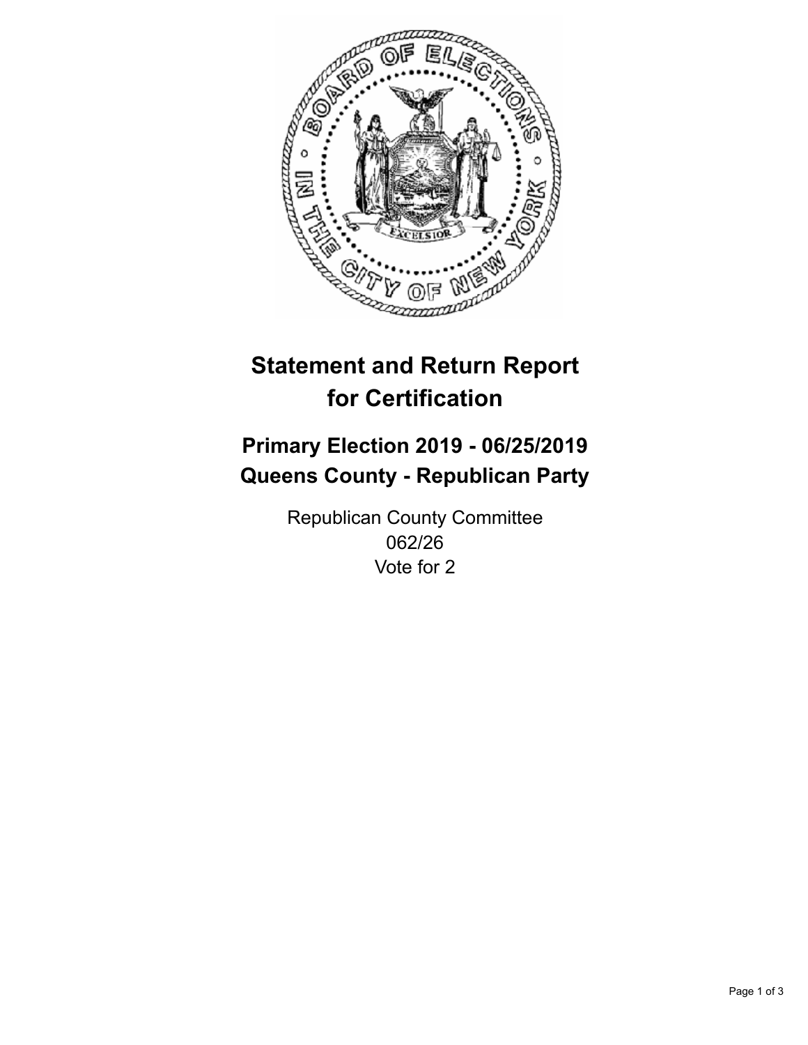# Statement and Return Report for Certification

## Primary Election 2019 - 06/25/2019
## Queens County - Republican Party

Republican County Committee
062/26
Vote for 2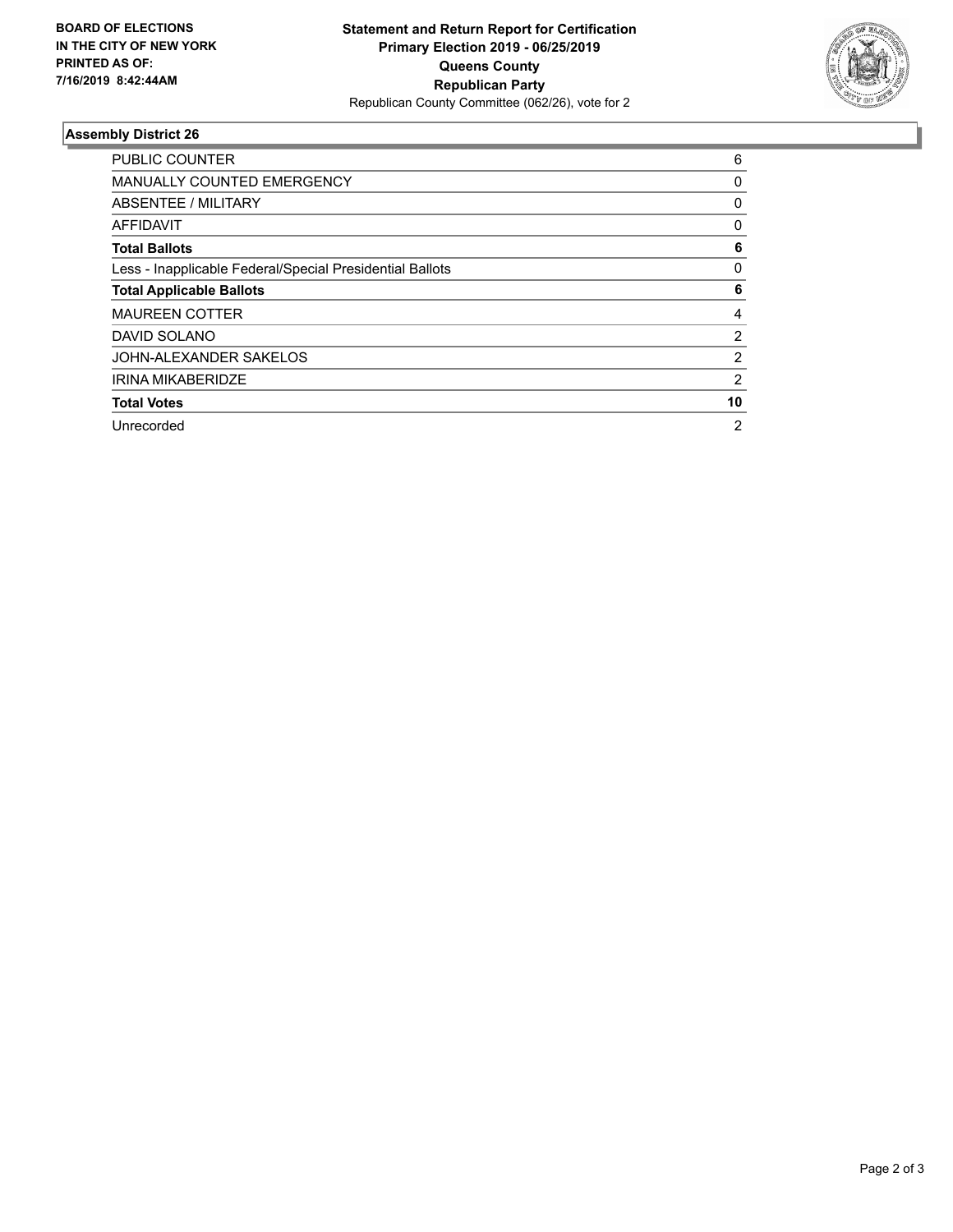**BOARD OF ELECTIONS IN THE CITY OF NEW YORK PRINTED AS OF: 7/16/2019 8:42:44AM**

**Statement and Return Report for Certification**
**Primary Election 2019 - 06/25/2019**
**Queens County**
**Republican Party**
Republican County Committee (062/26), vote for 2

## Assembly District 26

| | |
|---|---|
| PUBLIC COUNTER | 6 |
| MANUALLY COUNTED EMERGENCY | 0 |
| ABSENTEE / MILITARY | 0 |
| AFFIDAVIT | 0 |
| **Total Ballots** | **6** |
| Less - Inapplicable Federal/Special Presidential Ballots | 0 |
| **Total Applicable Ballots** | **6** |
| MAUREEN COTTER | 4 |
| DAVID SOLANO | 2 |
| JOHN-ALEXANDER SAKELOS | 2 |
| IRINA MIKABERIDZE | 2 |
| **Total Votes** | **10** |
| Unrecorded | 2 |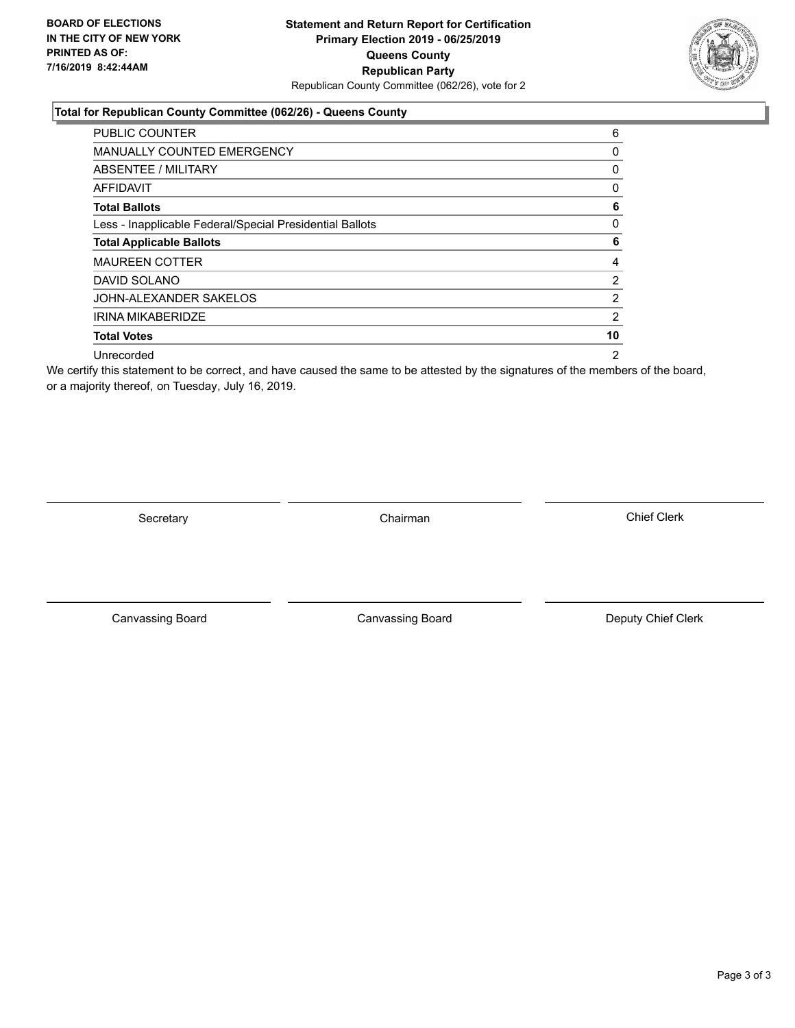**BOARD OF ELECTIONS IN THE CITY OF NEW YORK PRINTED AS OF: 7/16/2019 8:42:44AM**

**Statement and Return Report for Certification**
**Primary Election 2019 - 06/25/2019**
**Queens County**
**Republican Party**
Republican County Committee (062/26), vote for 2

### Total for Republican County Committee (062/26) - Queens County

| | |
|---|---|
| PUBLIC COUNTER | 6 |
| MANUALLY COUNTED EMERGENCY | 0 |
| ABSENTEE / MILITARY | 0 |
| AFFIDAVIT | 0 |
| **Total Ballots** | **6** |
| Less - Inapplicable Federal/Special Presidential Ballots | 0 |
| **Total Applicable Ballots** | **6** |
| MAUREEN COTTER | 4 |
| DAVID SOLANO | 2 |
| JOHN-ALEXANDER SAKELOS | 2 |
| IRINA MIKABERIDZE | 2 |
| **Total Votes** | **10** |
| Unrecorded | 2 |

We certify this statement to be correct, and have caused the same to be attested by the signatures of the members of the board, or a majority thereof, on Tuesday, July 16, 2019.

Secretary

Chairman

Chief Clerk

Canvassing Board

Canvassing Board

Deputy Chief Clerk